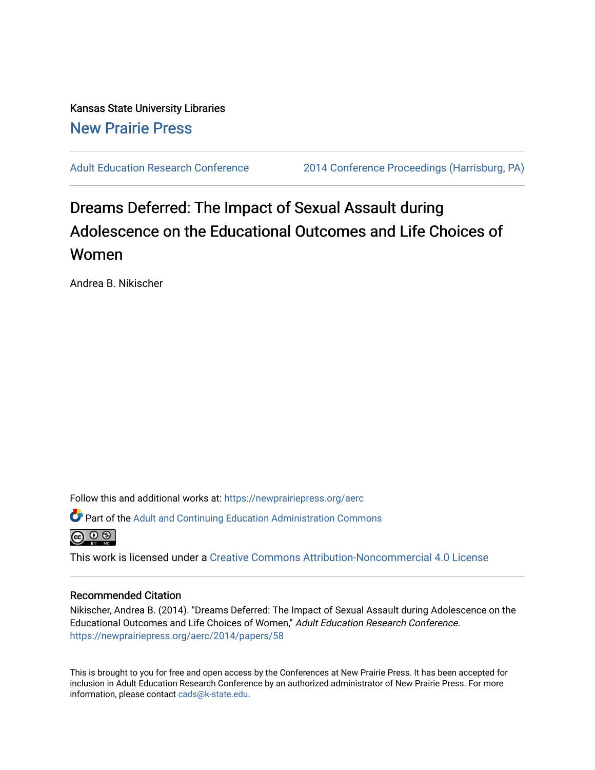Kansas State University Libraries

New Prairie Press

Adult Education Research Conference | 2014 Conference Proceedings (Harrisburg, PA)

# Dreams Deferred: The Impact of Sexual Assault during Adolescence on the Educational Outcomes and Life Choices of Women

Andrea B. Nikischer

Follow this and additional works at: https://newprairiepress.org/aerc

Part of the Adult and Continuing Education Administration Commons

This work is licensed under a Creative Commons Attribution-Noncommercial 4.0 License

## Recommended Citation

Nikischer, Andrea B. (2014). "Dreams Deferred: The Impact of Sexual Assault during Adolescence on the Educational Outcomes and Life Choices of Women," *Adult Education Research Conference.* https://newprairiepress.org/aerc/2014/papers/58

This is brought to you for free and open access by the Conferences at New Prairie Press. It has been accepted for inclusion in Adult Education Research Conference by an authorized administrator of New Prairie Press. For more information, please contact cads@k-state.edu.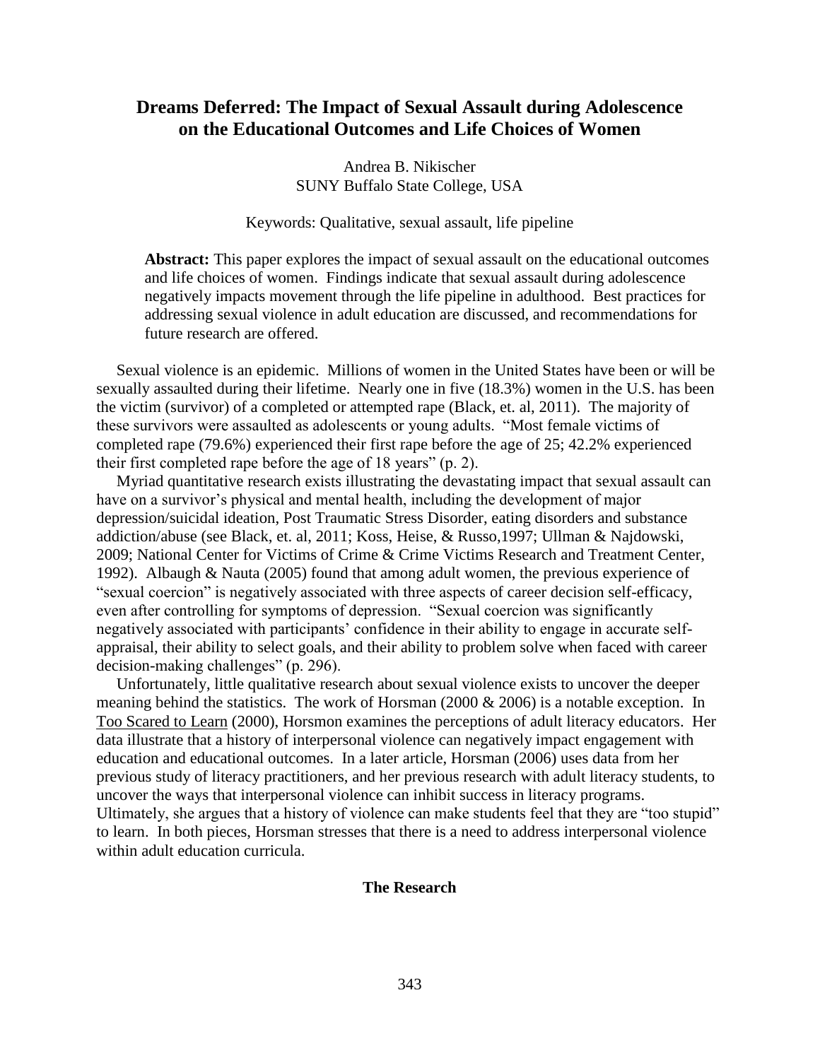# Dreams Deferred: The Impact of Sexual Assault during Adolescence on the Educational Outcomes and Life Choices of Women

Andrea B. Nikischer
SUNY Buffalo State College, USA

Keywords: Qualitative, sexual assault, life pipeline

**Abstract:** This paper explores the impact of sexual assault on the educational outcomes and life choices of women. Findings indicate that sexual assault during adolescence negatively impacts movement through the life pipeline in adulthood. Best practices for addressing sexual violence in adult education are discussed, and recommendations for future research are offered.

Sexual violence is an epidemic. Millions of women in the United States have been or will be sexually assaulted during their lifetime. Nearly one in five (18.3%) women in the U.S. has been the victim (survivor) of a completed or attempted rape (Black, et. al, 2011). The majority of these survivors were assaulted as adolescents or young adults. "Most female victims of completed rape (79.6%) experienced their first rape before the age of 25; 42.2% experienced their first completed rape before the age of 18 years" (p. 2).

Myriad quantitative research exists illustrating the devastating impact that sexual assault can have on a survivor's physical and mental health, including the development of major depression/suicidal ideation, Post Traumatic Stress Disorder, eating disorders and substance addiction/abuse (see Black, et. al, 2011; Koss, Heise, & Russo,1997; Ullman & Najdowski, 2009; National Center for Victims of Crime & Crime Victims Research and Treatment Center, 1992). Albaugh & Nauta (2005) found that among adult women, the previous experience of "sexual coercion" is negatively associated with three aspects of career decision self-efficacy, even after controlling for symptoms of depression. "Sexual coercion was significantly negatively associated with participants' confidence in their ability to engage in accurate self-appraisal, their ability to select goals, and their ability to problem solve when faced with career decision-making challenges" (p. 296).

Unfortunately, little qualitative research about sexual violence exists to uncover the deeper meaning behind the statistics. The work of Horsman (2000 & 2006) is a notable exception. In Too Scared to Learn (2000), Horsmon examines the perceptions of adult literacy educators. Her data illustrate that a history of interpersonal violence can negatively impact engagement with education and educational outcomes. In a later article, Horsman (2006) uses data from her previous study of literacy practitioners, and her previous research with adult literacy students, to uncover the ways that interpersonal violence can inhibit success in literacy programs. Ultimately, she argues that a history of violence can make students feel that they are "too stupid" to learn. In both pieces, Horsman stresses that there is a need to address interpersonal violence within adult education curricula.

## The Research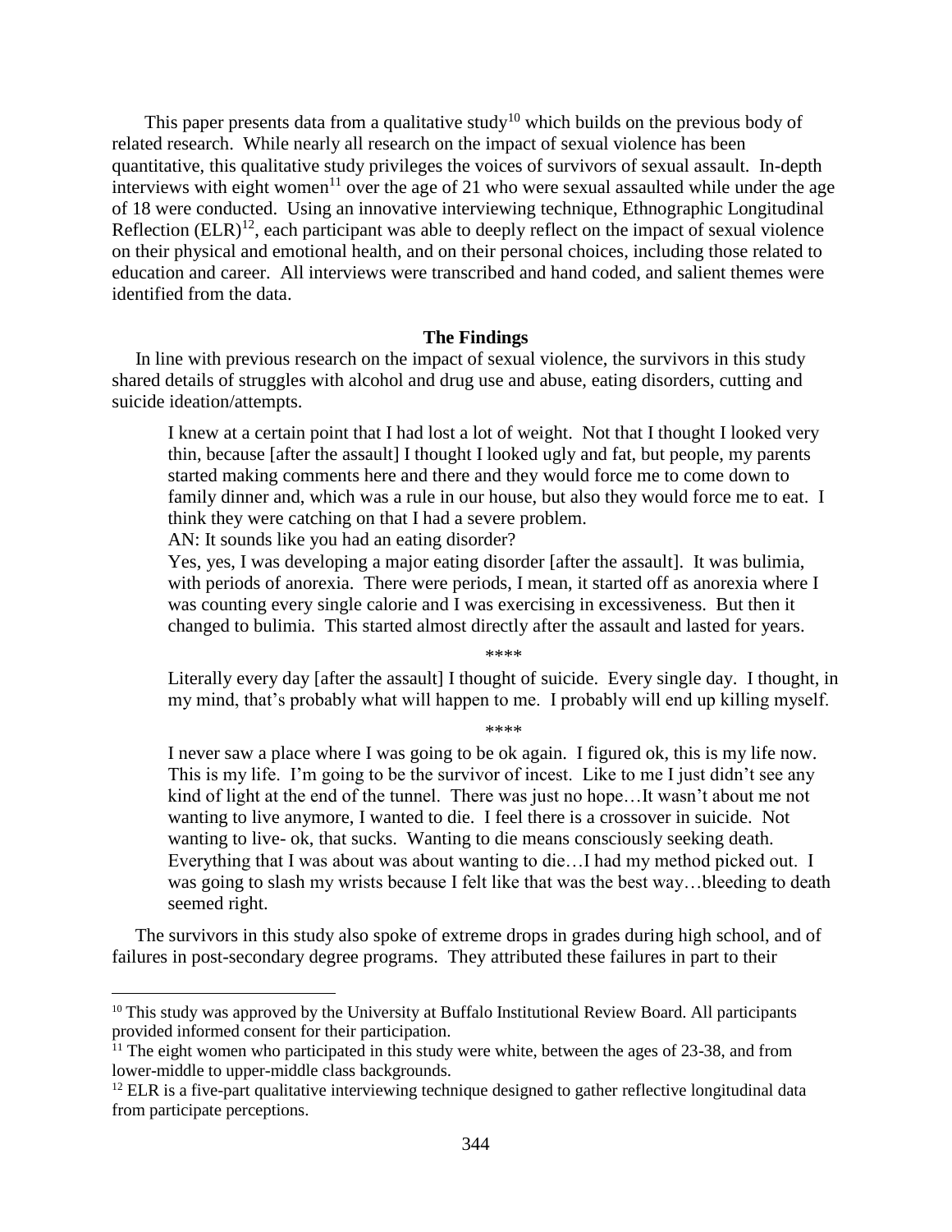This paper presents data from a qualitative study[10] which builds on the previous body of related research. While nearly all research on the impact of sexual violence has been quantitative, this qualitative study privileges the voices of survivors of sexual assault. In-depth interviews with eight women[11] over the age of 21 who were sexual assaulted while under the age of 18 were conducted. Using an innovative interviewing technique, Ethnographic Longitudinal Reflection (ELR)[12], each participant was able to deeply reflect on the impact of sexual violence on their physical and emotional health, and on their personal choices, including those related to education and career. All interviews were transcribed and hand coded, and salient themes were identified from the data.

## The Findings

In line with previous research on the impact of sexual violence, the survivors in this study shared details of struggles with alcohol and drug use and abuse, eating disorders, cutting and suicide ideation/attempts.

> I knew at a certain point that I had lost a lot of weight. Not that I thought I looked very thin, because [after the assault] I thought I looked ugly and fat, but people, my parents started making comments here and there and they would force me to come down to family dinner and, which was a rule in our house, but also they would force me to eat. I think they were catching on that I had a severe problem.
>
> AN: It sounds like you had an eating disorder?
>
> Yes, yes, I was developing a major eating disorder [after the assault]. It was bulimia, with periods of anorexia. There were periods, I mean, it started off as anorexia where I was counting every single calorie and I was exercising in excessiveness. But then it changed to bulimia. This started almost directly after the assault and lasted for years.
>
> ****
>
> Literally every day [after the assault] I thought of suicide. Every single day. I thought, in my mind, that's probably what will happen to me. I probably will end up killing myself.
>
> ****
>
> I never saw a place where I was going to be ok again. I figured ok, this is my life now. This is my life. I'm going to be the survivor of incest. Like to me I just didn't see any kind of light at the end of the tunnel. There was just no hope…It wasn't about me not wanting to live anymore, I wanted to die. I feel there is a crossover in suicide. Not wanting to live- ok, that sucks. Wanting to die means consciously seeking death. Everything that I was about was about wanting to die…I had my method picked out. I was going to slash my wrists because I felt like that was the best way…bleeding to death seemed right.

The survivors in this study also spoke of extreme drops in grades during high school, and of failures in post-secondary degree programs. They attributed these failures in part to their

---

[10] This study was approved by the University at Buffalo Institutional Review Board. All participants provided informed consent for their participation.

[11] The eight women who participated in this study were white, between the ages of 23-38, and from lower-middle to upper-middle class backgrounds.

[12] ELR is a five-part qualitative interviewing technique designed to gather reflective longitudinal data from participate perceptions.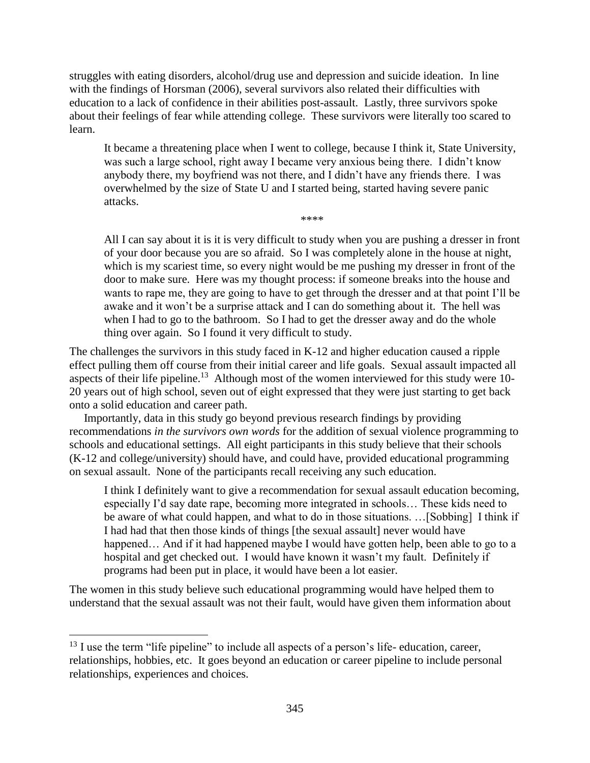struggles with eating disorders, alcohol/drug use and depression and suicide ideation. In line with the findings of Horsman (2006), several survivors also related their difficulties with education to a lack of confidence in their abilities post-assault. Lastly, three survivors spoke about their feelings of fear while attending college. These survivors were literally too scared to learn.

> It became a threatening place when I went to college, because I think it, State University, was such a large school, right away I became very anxious being there. I didn't know anybody there, my boyfriend was not there, and I didn't have any friends there. I was overwhelmed by the size of State U and I started being, started having severe panic attacks.

\*\*\*\*

> All I can say about it is it is very difficult to study when you are pushing a dresser in front of your door because you are so afraid. So I was completely alone in the house at night, which is my scariest time, so every night would be me pushing my dresser in front of the door to make sure. Here was my thought process: if someone breaks into the house and wants to rape me, they are going to have to get through the dresser and at that point I'll be awake and it won't be a surprise attack and I can do something about it. The hell was when I had to go to the bathroom. So I had to get the dresser away and do the whole thing over again. So I found it very difficult to study.

The challenges the survivors in this study faced in K-12 and higher education caused a ripple effect pulling them off course from their initial career and life goals. Sexual assault impacted all aspects of their life pipeline.[13] Although most of the women interviewed for this study were 10-20 years out of high school, seven out of eight expressed that they were just starting to get back onto a solid education and career path.

Importantly, data in this study go beyond previous research findings by providing recommendations *in the survivors own words* for the addition of sexual violence programming to schools and educational settings. All eight participants in this study believe that their schools (K-12 and college/university) should have, and could have, provided educational programming on sexual assault. None of the participants recall receiving any such education.

> I think I definitely want to give a recommendation for sexual assault education becoming, especially I'd say date rape, becoming more integrated in schools… These kids need to be aware of what could happen, and what to do in those situations. …[Sobbing] I think if I had had that then those kinds of things [the sexual assault] never would have happened… And if it had happened maybe I would have gotten help, been able to go to a hospital and get checked out. I would have known it wasn't my fault. Definitely if programs had been put in place, it would have been a lot easier.

The women in this study believe such educational programming would have helped them to understand that the sexual assault was not their fault, would have given them information about

---

[13] I use the term "life pipeline" to include all aspects of a person's life- education, career, relationships, hobbies, etc. It goes beyond an education or career pipeline to include personal relationships, experiences and choices.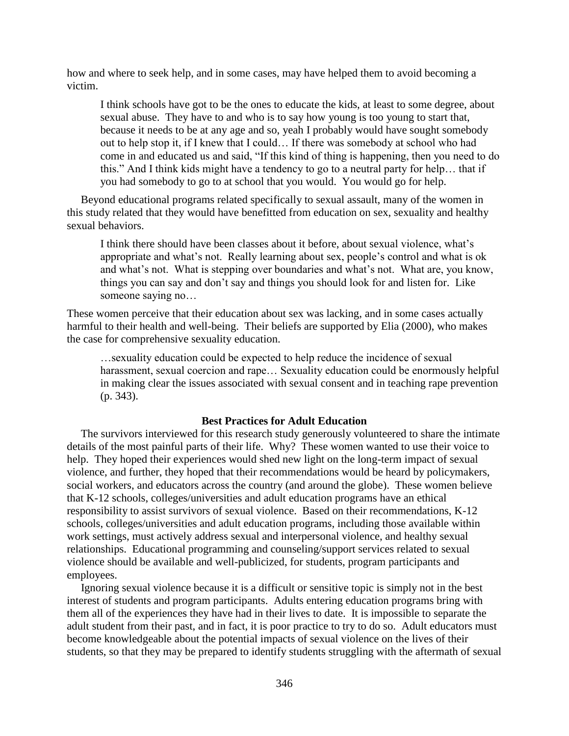how and where to seek help, and in some cases, may have helped them to avoid becoming a victim.

> I think schools have got to be the ones to educate the kids, at least to some degree, about sexual abuse. They have to and who is to say how young is too young to start that, because it needs to be at any age and so, yeah I probably would have sought somebody out to help stop it, if I knew that I could… If there was somebody at school who had come in and educated us and said, "If this kind of thing is happening, then you need to do this." And I think kids might have a tendency to go to a neutral party for help… that if you had somebody to go to at school that you would. You would go for help.

Beyond educational programs related specifically to sexual assault, many of the women in this study related that they would have benefitted from education on sex, sexuality and healthy sexual behaviors.

> I think there should have been classes about it before, about sexual violence, what's appropriate and what's not. Really learning about sex, people's control and what is ok and what's not. What is stepping over boundaries and what's not. What are, you know, things you can say and don't say and things you should look for and listen for. Like someone saying no…

These women perceive that their education about sex was lacking, and in some cases actually harmful to their health and well-being. Their beliefs are supported by Elia (2000), who makes the case for comprehensive sexuality education.

> …sexuality education could be expected to help reduce the incidence of sexual harassment, sexual coercion and rape… Sexuality education could be enormously helpful in making clear the issues associated with sexual consent and in teaching rape prevention (p. 343).

## Best Practices for Adult Education

The survivors interviewed for this research study generously volunteered to share the intimate details of the most painful parts of their life. Why? These women wanted to use their voice to help. They hoped their experiences would shed new light on the long-term impact of sexual violence, and further, they hoped that their recommendations would be heard by policymakers, social workers, and educators across the country (and around the globe). These women believe that K-12 schools, colleges/universities and adult education programs have an ethical responsibility to assist survivors of sexual violence. Based on their recommendations, K-12 schools, colleges/universities and adult education programs, including those available within work settings, must actively address sexual and interpersonal violence, and healthy sexual relationships. Educational programming and counseling/support services related to sexual violence should be available and well-publicized, for students, program participants and employees.

Ignoring sexual violence because it is a difficult or sensitive topic is simply not in the best interest of students and program participants. Adults entering education programs bring with them all of the experiences they have had in their lives to date. It is impossible to separate the adult student from their past, and in fact, it is poor practice to try to do so. Adult educators must become knowledgeable about the potential impacts of sexual violence on the lives of their students, so that they may be prepared to identify students struggling with the aftermath of sexual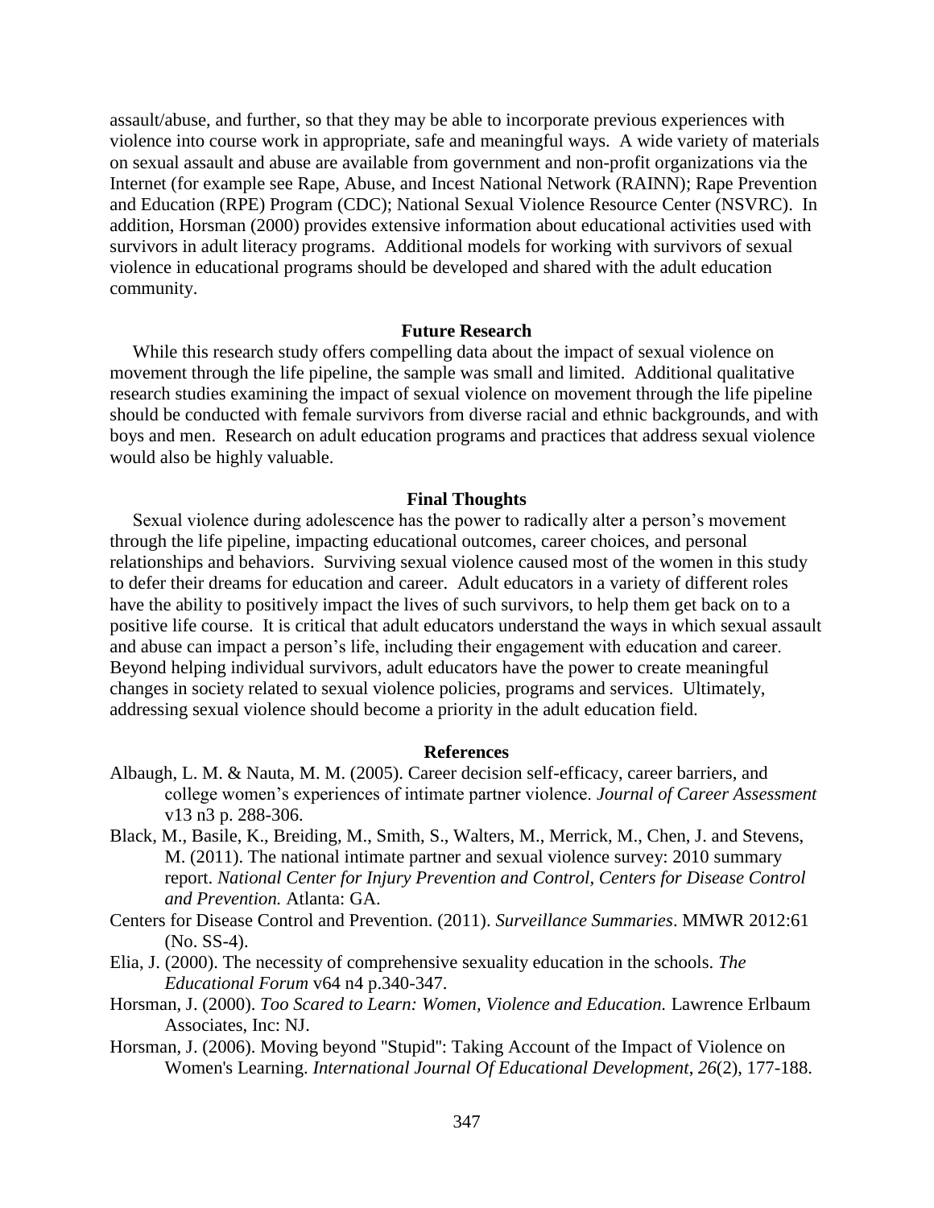assault/abuse, and further, so that they may be able to incorporate previous experiences with violence into course work in appropriate, safe and meaningful ways. A wide variety of materials on sexual assault and abuse are available from government and non-profit organizations via the Internet (for example see Rape, Abuse, and Incest National Network (RAINN); Rape Prevention and Education (RPE) Program (CDC); National Sexual Violence Resource Center (NSVRC). In addition, Horsman (2000) provides extensive information about educational activities used with survivors in adult literacy programs. Additional models for working with survivors of sexual violence in educational programs should be developed and shared with the adult education community.

## Future Research

While this research study offers compelling data about the impact of sexual violence on movement through the life pipeline, the sample was small and limited. Additional qualitative research studies examining the impact of sexual violence on movement through the life pipeline should be conducted with female survivors from diverse racial and ethnic backgrounds, and with boys and men. Research on adult education programs and practices that address sexual violence would also be highly valuable.

## Final Thoughts

Sexual violence during adolescence has the power to radically alter a person's movement through the life pipeline, impacting educational outcomes, career choices, and personal relationships and behaviors. Surviving sexual violence caused most of the women in this study to defer their dreams for education and career. Adult educators in a variety of different roles have the ability to positively impact the lives of such survivors, to help them get back on to a positive life course. It is critical that adult educators understand the ways in which sexual assault and abuse can impact a person's life, including their engagement with education and career. Beyond helping individual survivors, adult educators have the power to create meaningful changes in society related to sexual violence policies, programs and services. Ultimately, addressing sexual violence should become a priority in the adult education field.

## References

Albaugh, L. M. & Nauta, M. M. (2005). Career decision self-efficacy, career barriers, and college women's experiences of intimate partner violence. *Journal of Career Assessment* v13 n3 p. 288-306.

Black, M., Basile, K., Breiding, M., Smith, S., Walters, M., Merrick, M., Chen, J. and Stevens, M. (2011). The national intimate partner and sexual violence survey: 2010 summary report. *National Center for Injury Prevention and Control, Centers for Disease Control and Prevention.* Atlanta: GA.

Centers for Disease Control and Prevention. (2011). *Surveillance Summaries*. MMWR 2012:61 (No. SS-4).

Elia, J. (2000). The necessity of comprehensive sexuality education in the schools. *The Educational Forum* v64 n4 p.340-347.

Horsman, J. (2000). *Too Scared to Learn: Women, Violence and Education.* Lawrence Erlbaum Associates, Inc: NJ.

Horsman, J. (2006). Moving beyond "Stupid": Taking Account of the Impact of Violence on Women's Learning. *International Journal Of Educational Development*, *26*(2), 177-188.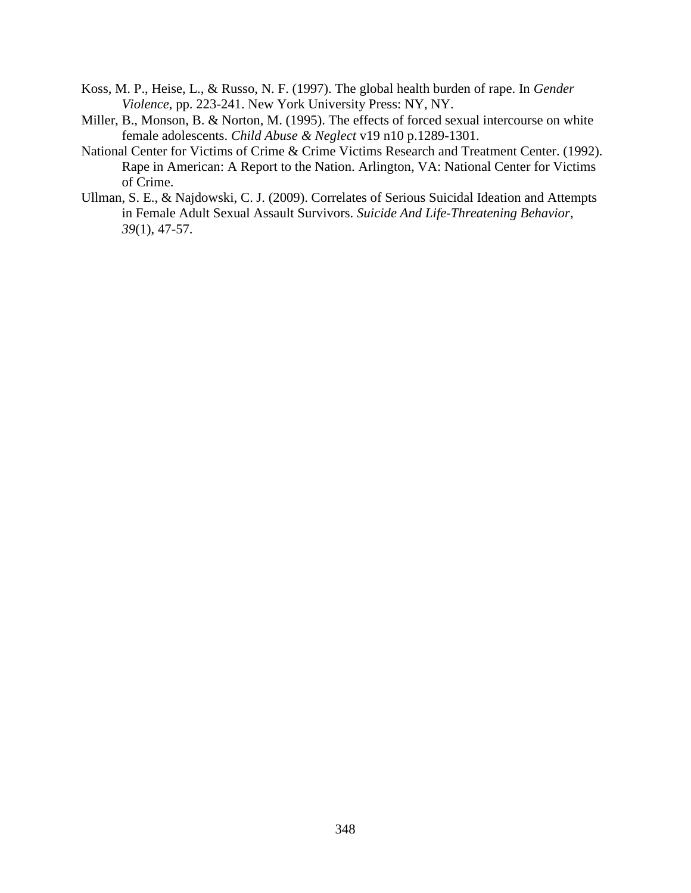Koss, M. P., Heise, L., & Russo, N. F. (1997). The global health burden of rape. In *Gender Violence*, pp. 223-241. New York University Press: NY, NY.

Miller, B., Monson, B. & Norton, M. (1995). The effects of forced sexual intercourse on white female adolescents. *Child Abuse & Neglect* v19 n10 p.1289-1301.

National Center for Victims of Crime & Crime Victims Research and Treatment Center. (1992). Rape in American: A Report to the Nation. Arlington, VA: National Center for Victims of Crime.

Ullman, S. E., & Najdowski, C. J. (2009). Correlates of Serious Suicidal Ideation and Attempts in Female Adult Sexual Assault Survivors. *Suicide And Life-Threatening Behavior*, *39*(1), 47-57.